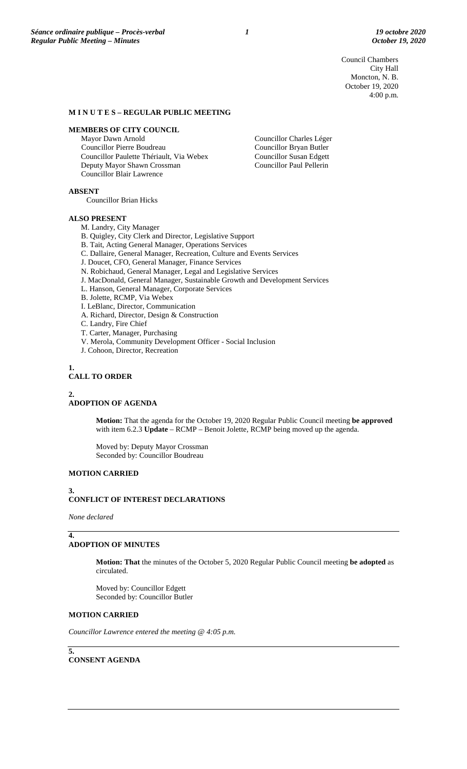Council Chambers
City Hall
Moncton, N. B.
October 19, 2020
4:00 p.m.

**M I N U T E S – REGULAR PUBLIC MEETING**

**MEMBERS OF CITY COUNCIL**

Mayor Dawn Arnold
Councillor Pierre Boudreau
Councillor Paulette Thériault, Via Webex
Deputy Mayor Shawn Crossman
Councillor Blair Lawrence
Councillor Charles Léger
Councillor Bryan Butler
Councillor Susan Edgett
Councillor Paul Pellerin

**ABSENT**

Councillor Brian Hicks

**ALSO PRESENT**

M. Landry, City Manager
B. Quigley, City Clerk and Director, Legislative Support
B. Tait, Acting General Manager, Operations Services
C. Dallaire, General Manager, Recreation, Culture and Events Services
J. Doucet, CFO, General Manager, Finance Services
N. Robichaud, General Manager, Legal and Legislative Services
J. MacDonald, General Manager, Sustainable Growth and Development Services
L. Hanson, General Manager, Corporate Services
B. Jolette, RCMP, Via Webex
I. LeBlanc, Director, Communication
A. Richard, Director, Design & Construction
C. Landry, Fire Chief
T. Carter, Manager, Purchasing
V. Merola, Community Development Officer - Social Inclusion
J. Cohoon, Director, Recreation

**1.**
**CALL TO ORDER**

**2.**
**ADOPTION OF AGENDA**

**Motion:** That the agenda for the October 19, 2020 Regular Public Council meeting **be approved** with item 6.2.3 **Update** – RCMP – Benoit Jolette, RCMP being moved up the agenda.

Moved by: Deputy Mayor Crossman
Seconded by: Councillor Boudreau

**MOTION CARRIED**

**3.**
**CONFLICT OF INTEREST DECLARATIONS**

*None declared*

**4.**
**ADOPTION OF MINUTES**

**Motion: That** the minutes of the October 5, 2020 Regular Public Council meeting **be adopted** as circulated.

Moved by: Councillor Edgett
Seconded by: Councillor Butler

**MOTION CARRIED**

*Councillor Lawrence entered the meeting @ 4:05 p.m.*

**5.**
**CONSENT AGENDA**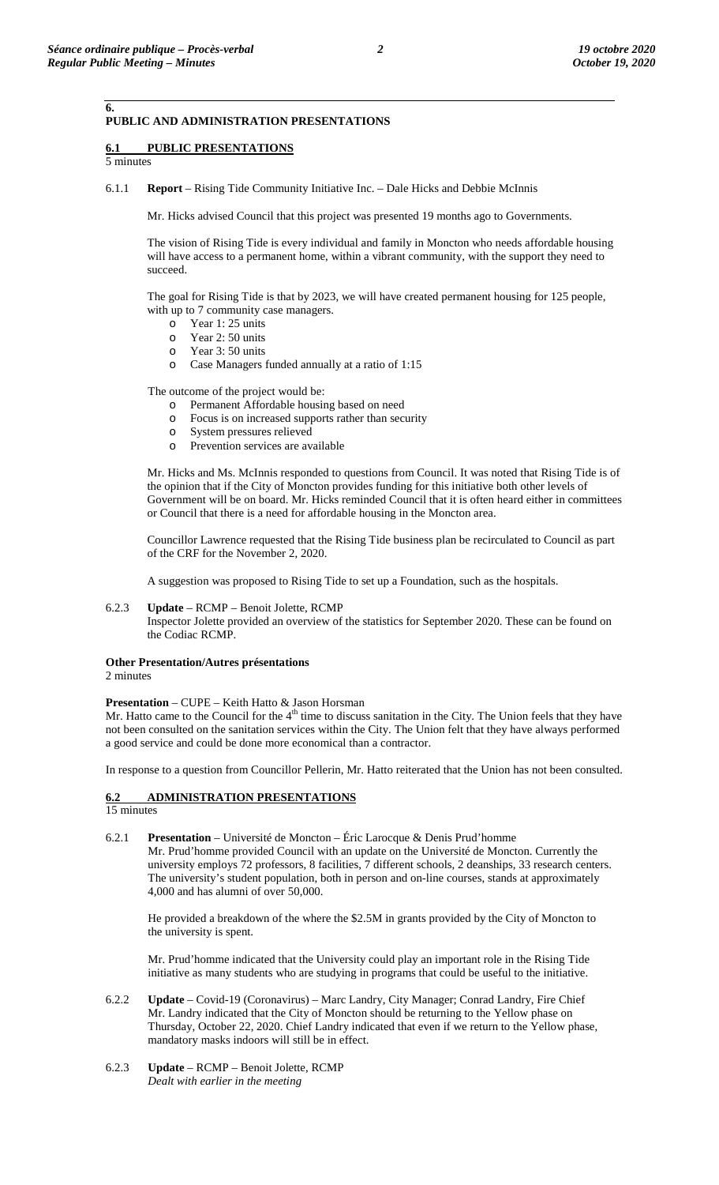## 6. PUBLIC AND ADMINISTRATION PRESENTATIONS

### 6.1 PUBLIC PRESENTATIONS

5 minutes

6.1.1 **Report** – Rising Tide Community Initiative Inc. – Dale Hicks and Debbie McInnis

Mr. Hicks advised Council that this project was presented 19 months ago to Governments.

The vision of Rising Tide is every individual and family in Moncton who needs affordable housing will have access to a permanent home, within a vibrant community, with the support they need to succeed.

The goal for Rising Tide is that by 2023, we will have created permanent housing for 125 people, with up to 7 community case managers.

- Year 1: 25 units
- Year 2: 50 units
- Year 3: 50 units
- Case Managers funded annually at a ratio of 1:15

The outcome of the project would be:

- Permanent Affordable housing based on need
- Focus is on increased supports rather than security
- System pressures relieved
- Prevention services are available

Mr. Hicks and Ms. McInnis responded to questions from Council. It was noted that Rising Tide is of the opinion that if the City of Moncton provides funding for this initiative both other levels of Government will be on board. Mr. Hicks reminded Council that it is often heard either in committees or Council that there is a need for affordable housing in the Moncton area.

Councillor Lawrence requested that the Rising Tide business plan be recirculated to Council as part of the CRF for the November 2, 2020.

A suggestion was proposed to Rising Tide to set up a Foundation, such as the hospitals.

6.2.3 **Update** – RCMP – Benoit Jolette, RCMP
Inspector Jolette provided an overview of the statistics for September 2020. These can be found on the Codiac RCMP.

**Other Presentation/Autres présentations**

2 minutes

**Presentation** – CUPE – Keith Hatto & Jason Horsman

Mr. Hatto came to the Council for the 4th time to discuss sanitation in the City. The Union feels that they have not been consulted on the sanitation services within the City. The Union felt that they have always performed a good service and could be done more economical than a contractor.

In response to a question from Councillor Pellerin, Mr. Hatto reiterated that the Union has not been consulted.

### 6.2 ADMINISTRATION PRESENTATIONS

15 minutes

6.2.1 **Presentation** – Université de Moncton – Éric Larocque & Denis Prud'homme
Mr. Prud'homme provided Council with an update on the Université de Moncton. Currently the university employs 72 professors, 8 facilities, 7 different schools, 2 deanships, 33 research centers. The university's student population, both in person and on-line courses, stands at approximately 4,000 and has alumni of over 50,000.

He provided a breakdown of the where the $2.5M in grants provided by the City of Moncton to the university is spent.

Mr. Prud'homme indicated that the University could play an important role in the Rising Tide initiative as many students who are studying in programs that could be useful to the initiative.

6.2.2 **Update** – Covid-19 (Coronavirus) – Marc Landry, City Manager; Conrad Landry, Fire Chief
Mr. Landry indicated that the City of Moncton should be returning to the Yellow phase on Thursday, October 22, 2020. Chief Landry indicated that even if we return to the Yellow phase, mandatory masks indoors will still be in effect.

6.2.3 **Update** – RCMP – Benoit Jolette, RCMP
*Dealt with earlier in the meeting*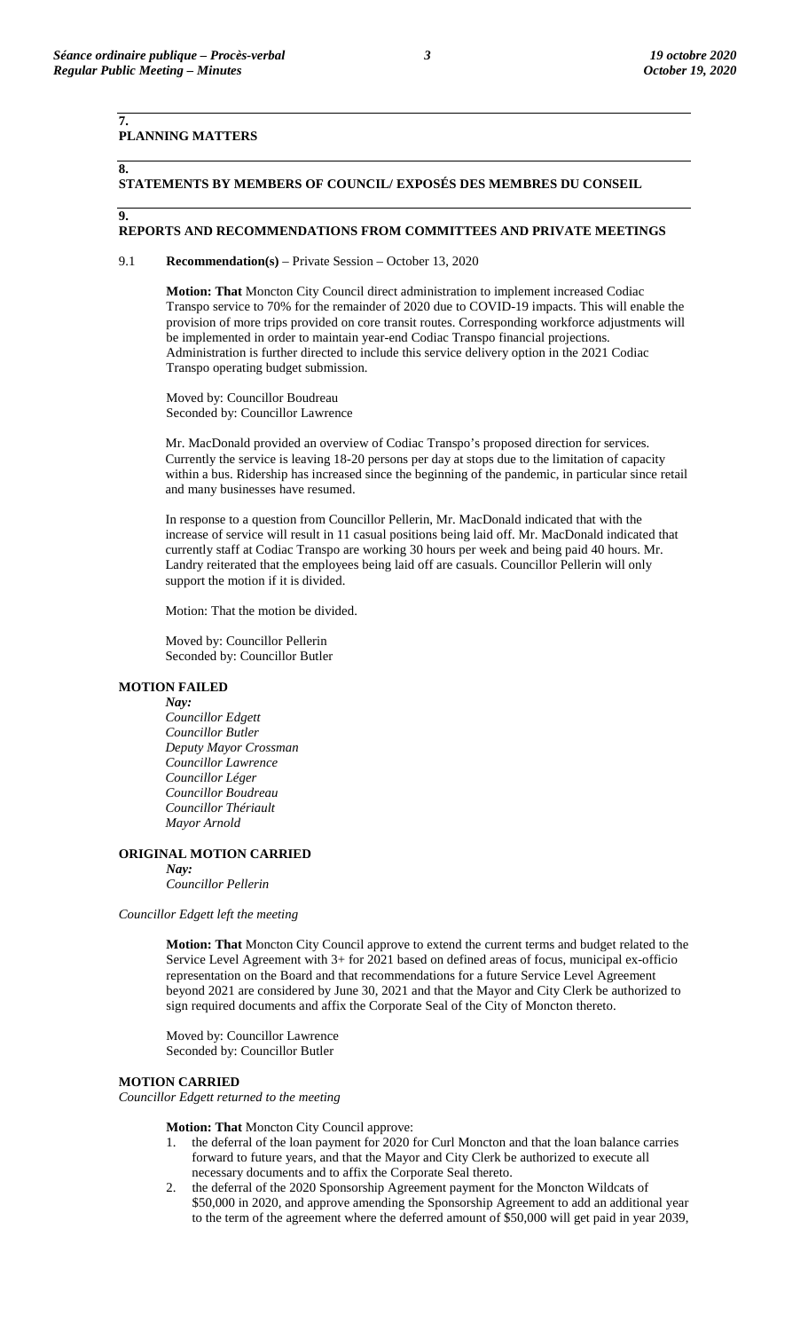## 7. PLANNING MATTERS

## 8. STATEMENTS BY MEMBERS OF COUNCIL/ EXPOSÉS DES MEMBRES DU CONSEIL

## 9. REPORTS AND RECOMMENDATIONS FROM COMMITTEES AND PRIVATE MEETINGS

9.1 **Recommendation(s)** – Private Session – October 13, 2020

**Motion: That** Moncton City Council direct administration to implement increased Codiac Transpo service to 70% for the remainder of 2020 due to COVID-19 impacts. This will enable the provision of more trips provided on core transit routes. Corresponding workforce adjustments will be implemented in order to maintain year-end Codiac Transpo financial projections. Administration is further directed to include this service delivery option in the 2021 Codiac Transpo operating budget submission.

Moved by: Councillor Boudreau
Seconded by: Councillor Lawrence

Mr. MacDonald provided an overview of Codiac Transpo's proposed direction for services. Currently the service is leaving 18-20 persons per day at stops due to the limitation of capacity within a bus. Ridership has increased since the beginning of the pandemic, in particular since retail and many businesses have resumed.

In response to a question from Councillor Pellerin, Mr. MacDonald indicated that with the increase of service will result in 11 casual positions being laid off. Mr. MacDonald indicated that currently staff at Codiac Transpo are working 30 hours per week and being paid 40 hours. Mr. Landry reiterated that the employees being laid off are casuals. Councillor Pellerin will only support the motion if it is divided.

Motion: That the motion be divided.

Moved by: Councillor Pellerin
Seconded by: Councillor Butler

**MOTION FAILED**

*Nay:*
*Councillor Edgett*
*Councillor Butler*
*Deputy Mayor Crossman*
*Councillor Lawrence*
*Councillor Léger*
*Councillor Boudreau*
*Councillor Thériault*
*Mayor Arnold*

**ORIGINAL MOTION CARRIED**

*Nay:*
*Councillor Pellerin*

*Councillor Edgett left the meeting*

**Motion: That** Moncton City Council approve to extend the current terms and budget related to the Service Level Agreement with 3+ for 2021 based on defined areas of focus, municipal ex-officio representation on the Board and that recommendations for a future Service Level Agreement beyond 2021 are considered by June 30, 2021 and that the Mayor and City Clerk be authorized to sign required documents and affix the Corporate Seal of the City of Moncton thereto.

Moved by: Councillor Lawrence
Seconded by: Councillor Butler

**MOTION CARRIED**

*Councillor Edgett returned to the meeting*

**Motion: That** Moncton City Council approve:

1. the deferral of the loan payment for 2020 for Curl Moncton and that the loan balance carries forward to future years, and that the Mayor and City Clerk be authorized to execute all necessary documents and to affix the Corporate Seal thereto.
2. the deferral of the 2020 Sponsorship Agreement payment for the Moncton Wildcats of $50,000 in 2020, and approve amending the Sponsorship Agreement to add an additional year to the term of the agreement where the deferred amount of $50,000 will get paid in year 2039,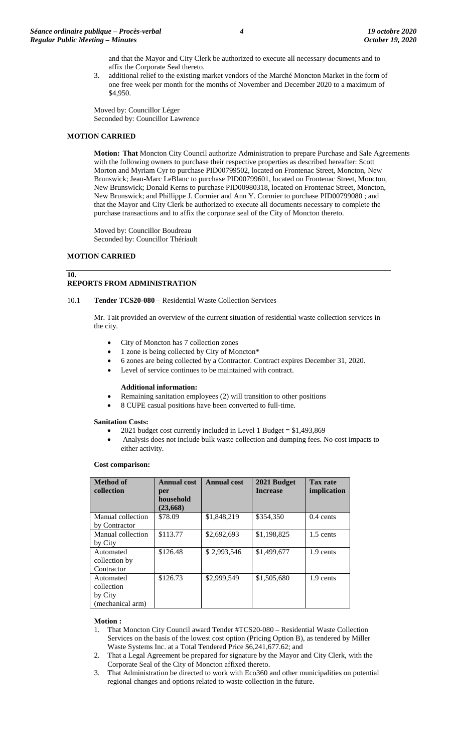and that the Mayor and City Clerk be authorized to execute all necessary documents and to affix the Corporate Seal thereto.

3. additional relief to the existing market vendors of the Marché Moncton Market in the form of one free week per month for the months of November and December 2020 to a maximum of $4,950.

Moved by: Councillor Léger
Seconded by: Councillor Lawrence

**MOTION CARRIED**

**Motion: That** Moncton City Council authorize Administration to prepare Purchase and Sale Agreements with the following owners to purchase their respective properties as described hereafter: Scott Morton and Myriam Cyr to purchase PID00799502, located on Frontenac Street, Moncton, New Brunswick; Jean-Marc LeBlanc to purchase PID00799601, located on Frontenac Street, Moncton, New Brunswick; Donald Kerns to purchase PID00980318, located on Frontenac Street, Moncton, New Brunswick; and Phillippe J. Cormier and Ann Y. Cormier to purchase PID00799080 ; and that the Mayor and City Clerk be authorized to execute all documents necessary to complete the purchase transactions and to affix the corporate seal of the City of Moncton thereto.

Moved by: Councillor Boudreau
Seconded by: Councillor Thériault

**MOTION CARRIED**

## 10. REPORTS FROM ADMINISTRATION

10.1 **Tender TCS20-080** – Residential Waste Collection Services

Mr. Tait provided an overview of the current situation of residential waste collection services in the city.

- City of Moncton has 7 collection zones
- 1 zone is being collected by City of Moncton*
- 6 zones are being collected by a Contractor. Contract expires December 31, 2020.
- Level of service continues to be maintained with contract.

**Additional information:**

- Remaining sanitation employees (2) will transition to other positions
- 8 CUPE casual positions have been converted to full-time.

**Sanitation Costs:**

- 2021 budget cost currently included in Level 1 Budget = $1,493,869
- Analysis does not include bulk waste collection and dumping fees. No cost impacts to either activity.

**Cost comparison:**

| Method of collection | Annual cost per household (23,668) | Annual cost | 2021 Budget Increase | Tax rate implication |
|---|---|---|---|---|
| Manual collection by Contractor | $78.09 | $1,848,219 | $354,350 | 0.4 cents |
| Manual collection by City | $113.77 | $2,692,693 | $1,198,825 | 1.5 cents |
| Automated collection by Contractor | $126.48 | $ 2,993,546 | $1,499,677 | 1.9 cents |
| Automated collection by City (mechanical arm) | $126.73 | $2,999,549 | $1,505,680 | 1.9 cents |

**Motion :**

1. That Moncton City Council award Tender #TCS20-080 – Residential Waste Collection Services on the basis of the lowest cost option (Pricing Option B), as tendered by Miller Waste Systems Inc. at a Total Tendered Price $6,241,677.62; and
2. That a Legal Agreement be prepared for signature by the Mayor and City Clerk, with the Corporate Seal of the City of Moncton affixed thereto.
3. That Administration be directed to work with Eco360 and other municipalities on potential regional changes and options related to waste collection in the future.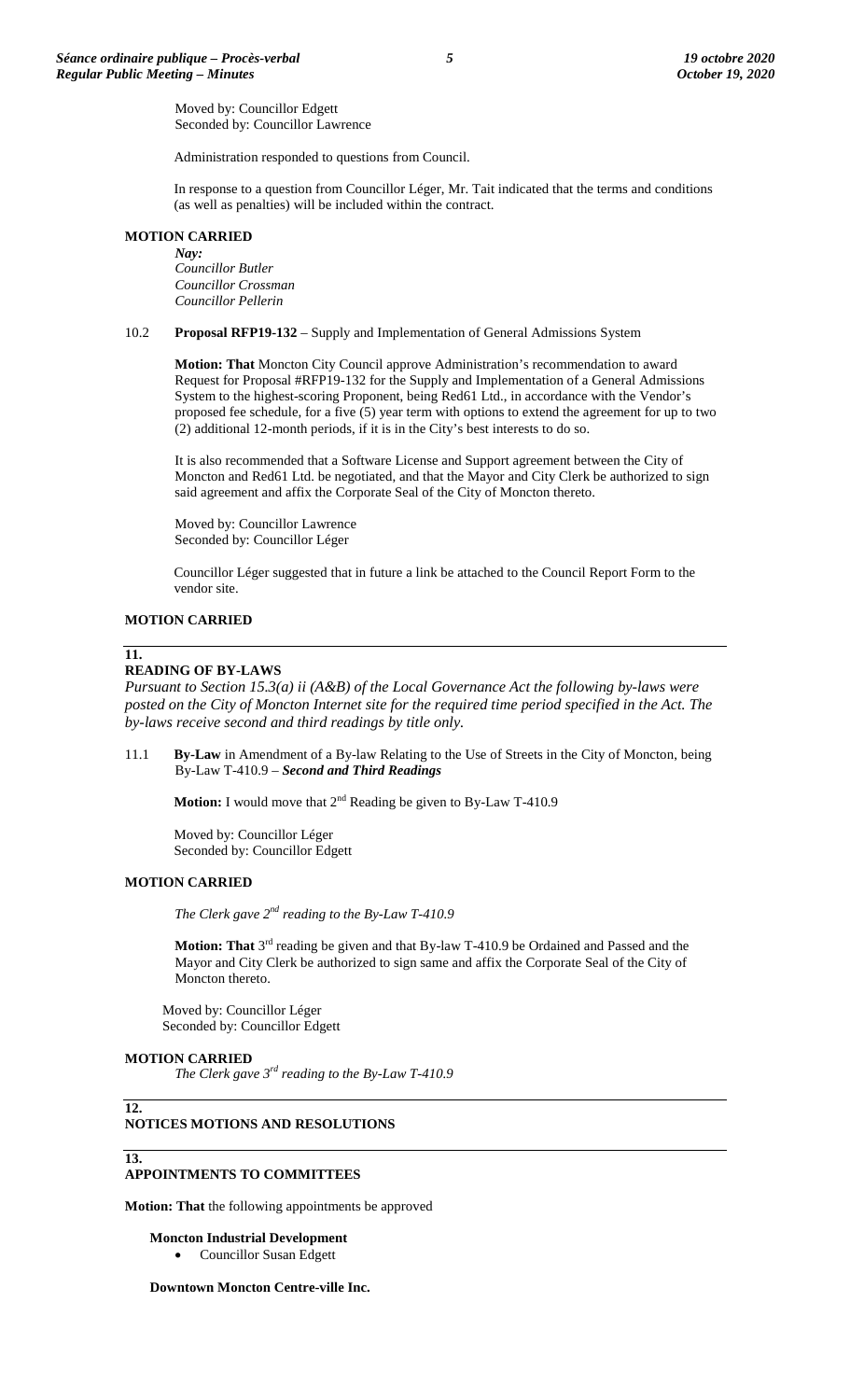Moved by: Councillor Edgett
Seconded by: Councillor Lawrence

Administration responded to questions from Council.

In response to a question from Councillor Léger, Mr. Tait indicated that the terms and conditions (as well as penalties) will be included within the contract.

**MOTION CARRIED**

*Nay:*
*Councillor Butler*
*Councillor Crossman*
*Councillor Pellerin*

10.2 **Proposal RFP19-132** – Supply and Implementation of General Admissions System

**Motion: That** Moncton City Council approve Administration's recommendation to award Request for Proposal #RFP19-132 for the Supply and Implementation of a General Admissions System to the highest-scoring Proponent, being Red61 Ltd., in accordance with the Vendor's proposed fee schedule, for a five (5) year term with options to extend the agreement for up to two (2) additional 12-month periods, if it is in the City's best interests to do so.

It is also recommended that a Software License and Support agreement between the City of Moncton and Red61 Ltd. be negotiated, and that the Mayor and City Clerk be authorized to sign said agreement and affix the Corporate Seal of the City of Moncton thereto.

Moved by: Councillor Lawrence
Seconded by: Councillor Léger

Councillor Léger suggested that in future a link be attached to the Council Report Form to the vendor site.

**MOTION CARRIED**

## 11. READING OF BY-LAWS

*Pursuant to Section 15.3(a) ii (A&B) of the Local Governance Act the following by-laws were posted on the City of Moncton Internet site for the required time period specified in the Act. The by-laws receive second and third readings by title only.*

11.1 **By-Law** in Amendment of a By-law Relating to the Use of Streets in the City of Moncton, being By-Law T-410.9 – ***Second and Third Readings***

**Motion:** I would move that 2nd Reading be given to By-Law T-410.9

Moved by: Councillor Léger
Seconded by: Councillor Edgett

**MOTION CARRIED**

*The Clerk gave 2nd reading to the By-Law T-410.9*

**Motion: That** 3rd reading be given and that By-law T-410.9 be Ordained and Passed and the Mayor and City Clerk be authorized to sign same and affix the Corporate Seal of the City of Moncton thereto.

Moved by: Councillor Léger
Seconded by: Councillor Edgett

**MOTION CARRIED**

*The Clerk gave 3rd reading to the By-Law T-410.9*

## 12. NOTICES MOTIONS AND RESOLUTIONS

## 13. APPOINTMENTS TO COMMITTEES

**Motion: That** the following appointments be approved

**Moncton Industrial Development**

- Councillor Susan Edgett

**Downtown Moncton Centre-ville Inc.**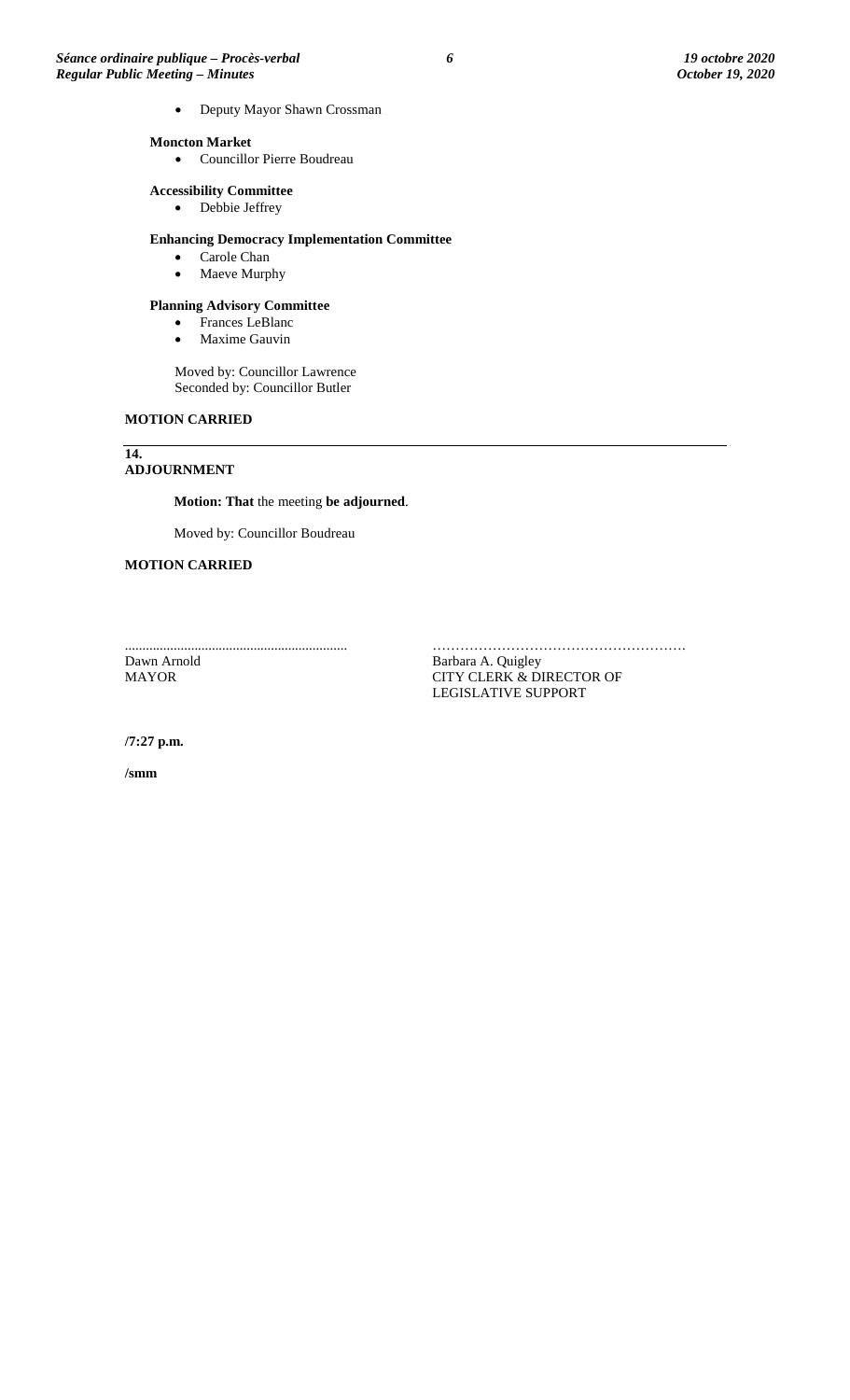- Deputy Mayor Shawn Crossman

**Moncton Market**

- Councillor Pierre Boudreau

**Accessibility Committee**

- Debbie Jeffrey

**Enhancing Democracy Implementation Committee**

- Carole Chan
- Maeve Murphy

**Planning Advisory Committee**

- Frances LeBlanc
- Maxime Gauvin

Moved by: Councillor Lawrence
Seconded by: Councillor Butler

**MOTION CARRIED**

---

**14.**
**ADJOURNMENT**

**Motion: That** the meeting **be adjourned**.

Moved by: Councillor Boudreau

**MOTION CARRIED**

| | |
|---|---|
| ............................................................... | ………………………………………………. |
| Dawn Arnold | Barbara A. Quigley |
| MAYOR | CITY CLERK & DIRECTOR OF LEGISLATIVE SUPPORT |

**/7:27 p.m.**

**/smm**